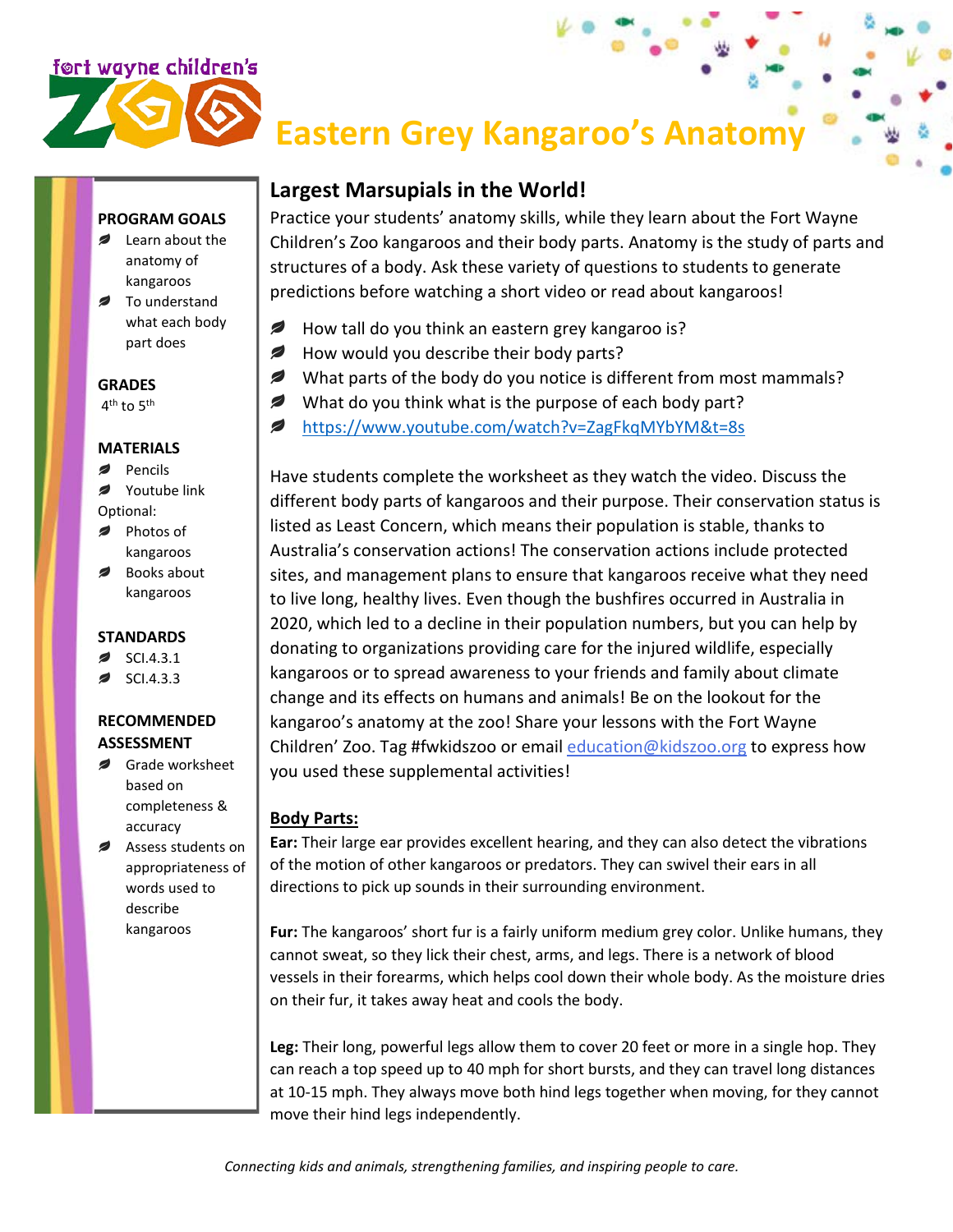fort wayne children's ZOO

# Eastern Grey Kangaroo's Anatomy

**PROGRAM GOALS**
- Learn about the anatomy of kangaroos
- To understand what each body part does

**GRADES**
4th to 5th

**MATERIALS**
- Pencils
- Youtube link

Optional:
- Photos of kangaroos
- Books about kangaroos

**STANDARDS**
- SCI.4.3.1
- SCI.4.3.3

**RECOMMENDED ASSESSMENT**
- Grade worksheet based on completeness & accuracy
- Assess students on appropriateness of words used to describe kangaroos

## Largest Marsupials in the World!

Practice your students' anatomy skills, while they learn about the Fort Wayne Children's Zoo kangaroos and their body parts. Anatomy is the study of parts and structures of a body. Ask these variety of questions to students to generate predictions before watching a short video or read about kangaroos!

- How tall do you think an eastern grey kangaroo is?
- How would you describe their body parts?
- What parts of the body do you notice is different from most mammals?
- What do you think what is the purpose of each body part?
- https://www.youtube.com/watch?v=ZagFkqMYbYM&t=8s

Have students complete the worksheet as they watch the video. Discuss the different body parts of kangaroos and their purpose. Their conservation status is listed as Least Concern, which means their population is stable, thanks to Australia's conservation actions! The conservation actions include protected sites, and management plans to ensure that kangaroos receive what they need to live long, healthy lives. Even though the bushfires occurred in Australia in 2020, which led to a decline in their population numbers, but you can help by donating to organizations providing care for the injured wildlife, especially kangaroos or to spread awareness to your friends and family about climate change and its effects on humans and animals! Be on the lookout for the kangaroo's anatomy at the zoo! Share your lessons with the Fort Wayne Children' Zoo. Tag #fwkidszoo or email education@kidszoo.org to express how you used these supplemental activities!

**Body Parts:**

**Ear:** Their large ear provides excellent hearing, and they can also detect the vibrations of the motion of other kangaroos or predators. They can swivel their ears in all directions to pick up sounds in their surrounding environment.

**Fur:** The kangaroos' short fur is a fairly uniform medium grey color. Unlike humans, they cannot sweat, so they lick their chest, arms, and legs. There is a network of blood vessels in their forearms, which helps cool down their whole body. As the moisture dries on their fur, it takes away heat and cools the body.

**Leg:** Their long, powerful legs allow them to cover 20 feet or more in a single hop. They can reach a top speed up to 40 mph for short bursts, and they can travel long distances at 10-15 mph. They always move both hind legs together when moving, for they cannot move their hind legs independently.

*Connecting kids and animals, strengthening families, and inspiring people to care.*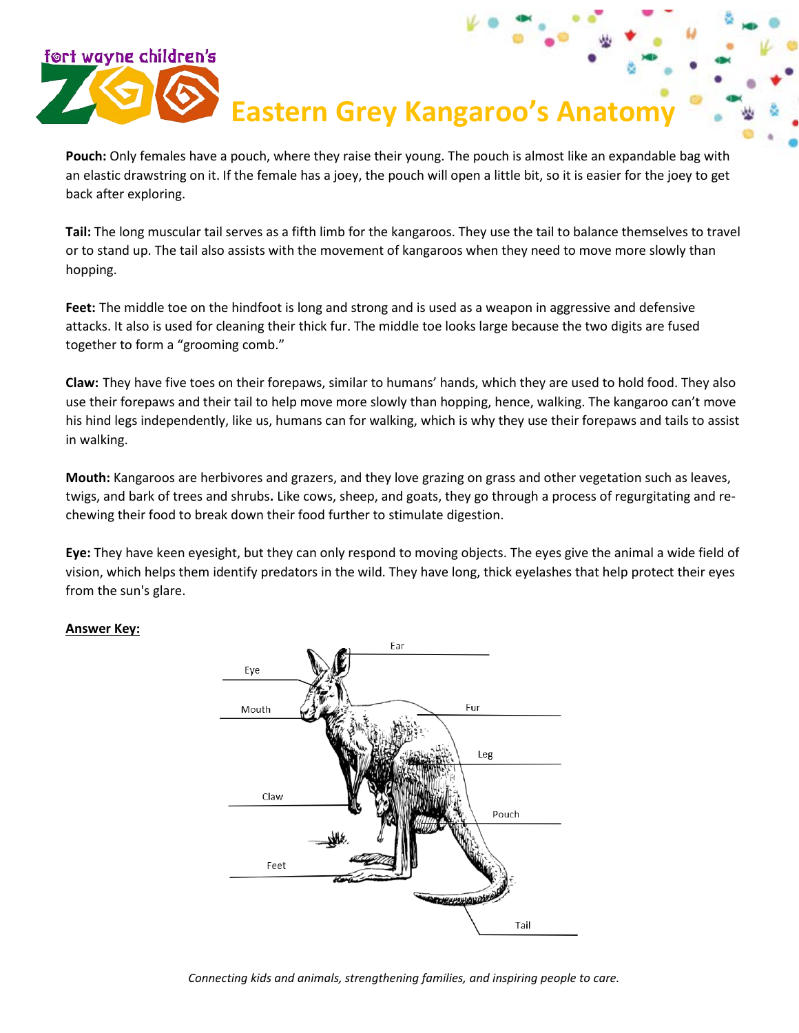# Eastern Grey Kangaroo's Anatomy

**Pouch:** Only females have a pouch, where they raise their young. The pouch is almost like an expandable bag with an elastic drawstring on it. If the female has a joey, the pouch will open a little bit, so it is easier for the joey to get back after exploring.

**Tail:** The long muscular tail serves as a fifth limb for the kangaroos. They use the tail to balance themselves to travel or to stand up. The tail also assists with the movement of kangaroos when they need to move more slowly than hopping.

**Feet:** The middle toe on the hindfoot is long and strong and is used as a weapon in aggressive and defensive attacks. It also is used for cleaning their thick fur. The middle toe looks large because the two digits are fused together to form a "grooming comb."

**Claw:** They have five toes on their forepaws, similar to humans' hands, which they are used to hold food. They also use their forepaws and their tail to help move more slowly than hopping, hence, walking. The kangaroo can't move his hind legs independently, like us, humans can for walking, which is why they use their forepaws and tails to assist in walking.

**Mouth:** Kangaroos are herbivores and grazers, and they love grazing on grass and other vegetation such as leaves, twigs, and bark of trees and shrubs**.** Like cows, sheep, and goats, they go through a process of regurgitating and re-chewing their food to break down their food further to stimulate digestion.

**Eye:** They have keen eyesight, but they can only respond to moving objects. The eyes give the animal a wide field of vision, which helps them identify predators in the wild. They have long, thick eyelashes that help protect their eyes from the sun's glare.

<u>**Answer Key:**</u>

Ear

Eye

Mouth

Fur

Leg

Claw

Pouch

Feet

Tail

*Connecting kids and animals, strengthening families, and inspiring people to care.*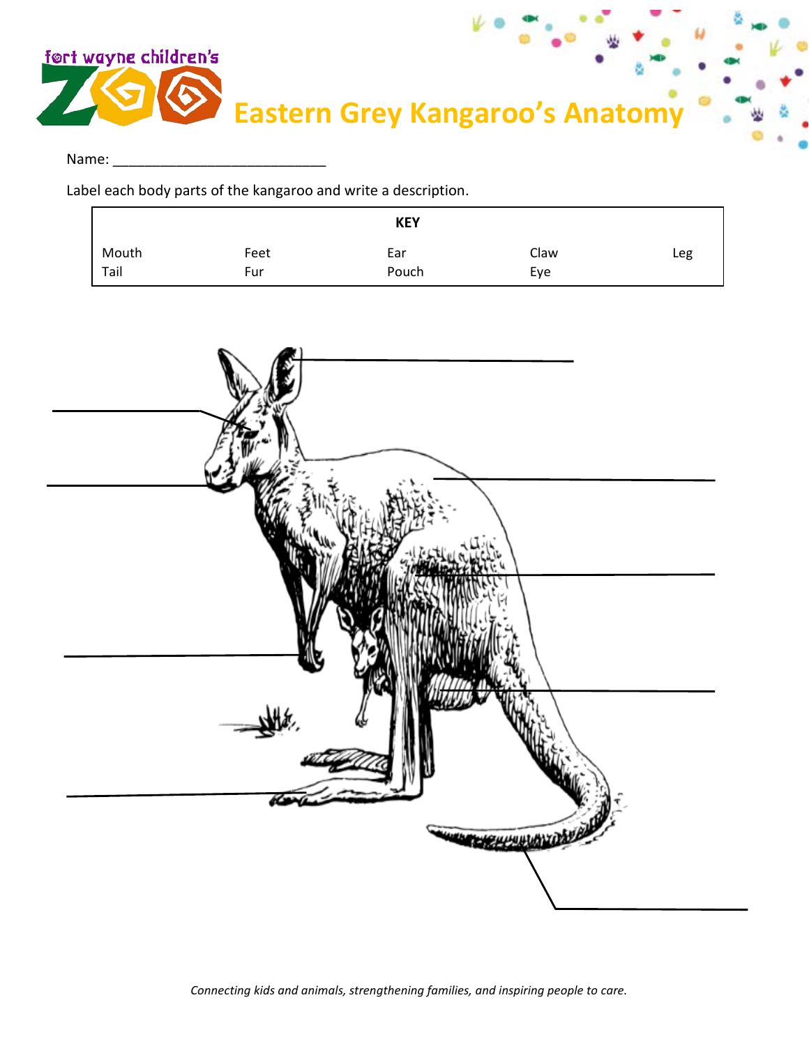# Eastern Grey Kangaroo's Anatomy

Name: ___________________________

Label each body parts of the kangaroo and write a description.

| KEY | | | | |
|---|---|---|---|---|
| Mouth | Feet | Ear | Claw | Leg |
| Tail | Fur | Pouch | Eye | |

*Connecting kids and animals, strengthening families, and inspiring people to care.*